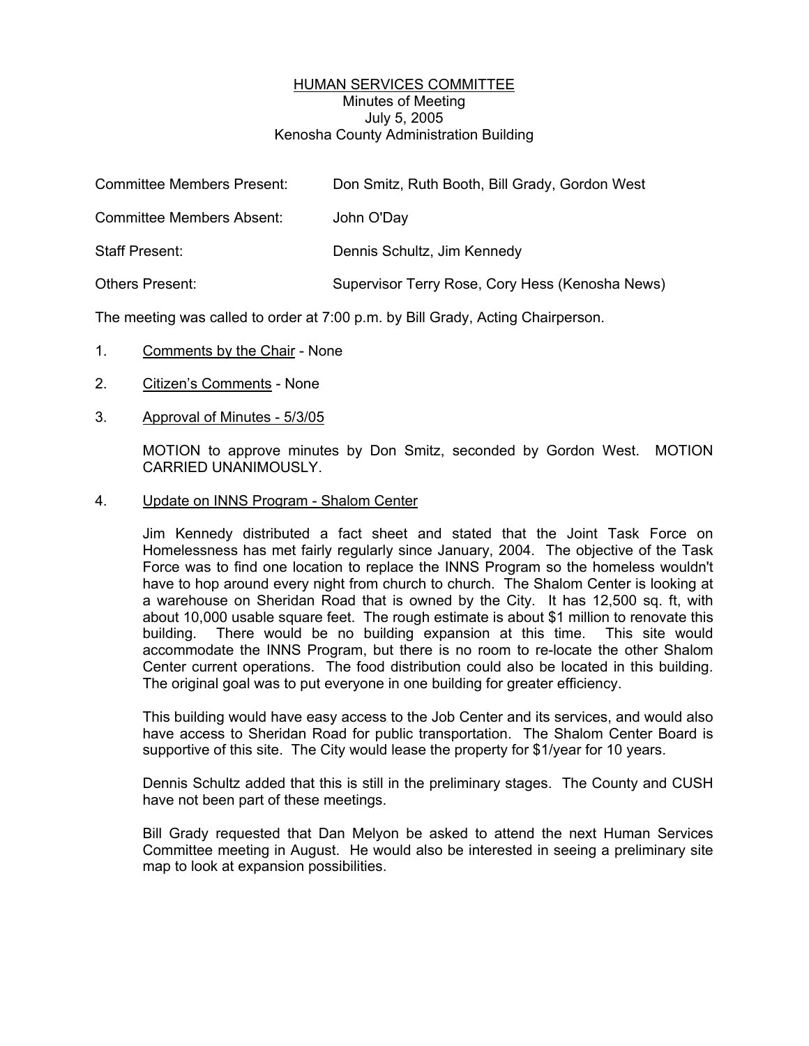# HUMAN SERVICES COMMITTEE

Minutes of Meeting
July 5, 2005
Kenosha County Administration Building

| | |
|---|---|
| Committee Members Present: | Don Smitz, Ruth Booth, Bill Grady, Gordon West |
| Committee Members Absent: | John O'Day |
| Staff Present: | Dennis Schultz, Jim Kennedy |
| Others Present: | Supervisor Terry Rose, Cory Hess (Kenosha News) |

The meeting was called to order at 7:00 p.m. by Bill Grady, Acting Chairperson.

1. Comments by the Chair - None

2. Citizen's Comments - None

3. Approval of Minutes - 5/3/05

   MOTION to approve minutes by Don Smitz, seconded by Gordon West. MOTION CARRIED UNANIMOUSLY.

4. Update on INNS Program - Shalom Center

   Jim Kennedy distributed a fact sheet and stated that the Joint Task Force on Homelessness has met fairly regularly since January, 2004. The objective of the Task Force was to find one location to replace the INNS Program so the homeless wouldn't have to hop around every night from church to church. The Shalom Center is looking at a warehouse on Sheridan Road that is owned by the City. It has 12,500 sq. ft, with about 10,000 usable square feet. The rough estimate is about $1 million to renovate this building. There would be no building expansion at this time. This site would accommodate the INNS Program, but there is no room to re-locate the other Shalom Center current operations. The food distribution could also be located in this building. The original goal was to put everyone in one building for greater efficiency.

   This building would have easy access to the Job Center and its services, and would also have access to Sheridan Road for public transportation. The Shalom Center Board is supportive of this site. The City would lease the property for $1/year for 10 years.

   Dennis Schultz added that this is still in the preliminary stages. The County and CUSH have not been part of these meetings.

   Bill Grady requested that Dan Melyon be asked to attend the next Human Services Committee meeting in August. He would also be interested in seeing a preliminary site map to look at expansion possibilities.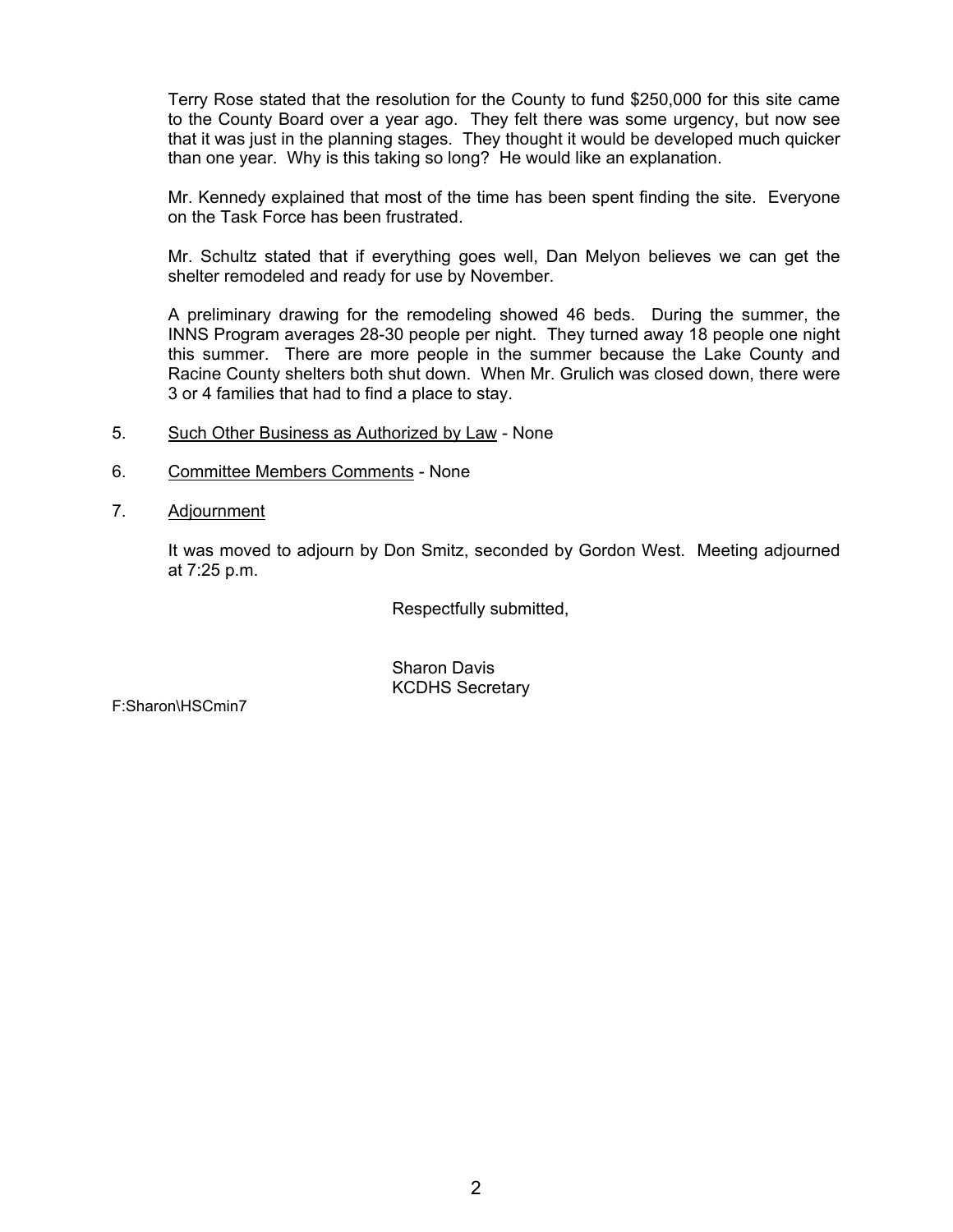Terry Rose stated that the resolution for the County to fund $250,000 for this site came to the County Board over a year ago. They felt there was some urgency, but now see that it was just in the planning stages. They thought it would be developed much quicker than one year. Why is this taking so long? He would like an explanation.

Mr. Kennedy explained that most of the time has been spent finding the site. Everyone on the Task Force has been frustrated.

Mr. Schultz stated that if everything goes well, Dan Melyon believes we can get the shelter remodeled and ready for use by November.

A preliminary drawing for the remodeling showed 46 beds. During the summer, the INNS Program averages 28-30 people per night. They turned away 18 people one night this summer. There are more people in the summer because the Lake County and Racine County shelters both shut down. When Mr. Grulich was closed down, there were 3 or 4 families that had to find a place to stay.

5. <u>Such Other Business as Authorized by Law</u> - None

6. <u>Committee Members Comments</u> - None

7. <u>Adjournment</u>

   It was moved to adjourn by Don Smitz, seconded by Gordon West. Meeting adjourned at 7:25 p.m.

Respectfully submitted,

Sharon Davis
KCDHS Secretary

F:Sharon\HSCmin7